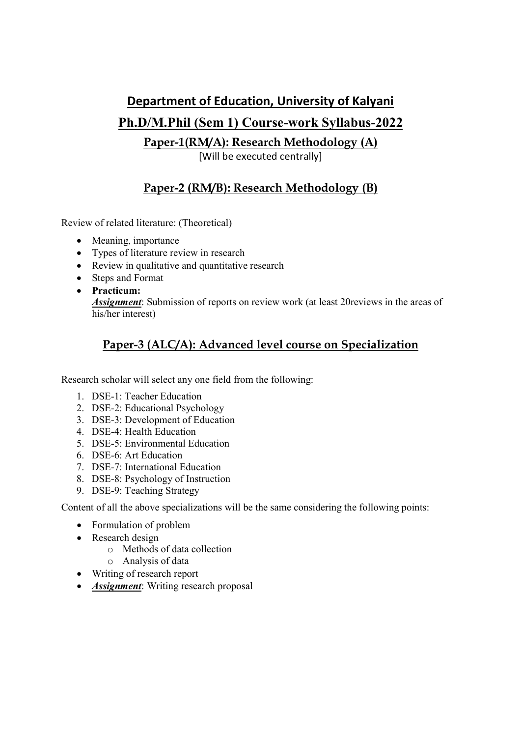# Department of Education, University of Kalyani

## Ph.D/M.Phil (Sem 1) Course-work Syllabus-2022

### Paper-1(RM/A): Research Methodology (A)

[Will be executed centrally]

### Paper-2 (RM/B): Research Methodology (B)

Review of related literature: (Theoretical)

- Meaning, importance
- Types of literature review in research
- Review in qualitative and quantitative research
- Steps and Format
- **Practicum:**
  ***Assignment***: Submission of reports on review work (at least 20reviews in the areas of his/her interest)

### Paper-3 (ALC/A): Advanced level course on Specialization

Research scholar will select any one field from the following:

1. DSE-1: Teacher Education
2. DSE-2: Educational Psychology
3. DSE-3: Development of Education
4. DSE-4: Health Education
5. DSE-5: Environmental Education
6. DSE-6: Art Education
7. DSE-7: International Education
8. DSE-8: Psychology of Instruction
9. DSE-9: Teaching Strategy

Content of all the above specializations will be the same considering the following points:

- Formulation of problem
- Research design
  - Methods of data collection
  - Analysis of data
- Writing of research report
- ***Assignment***: Writing research proposal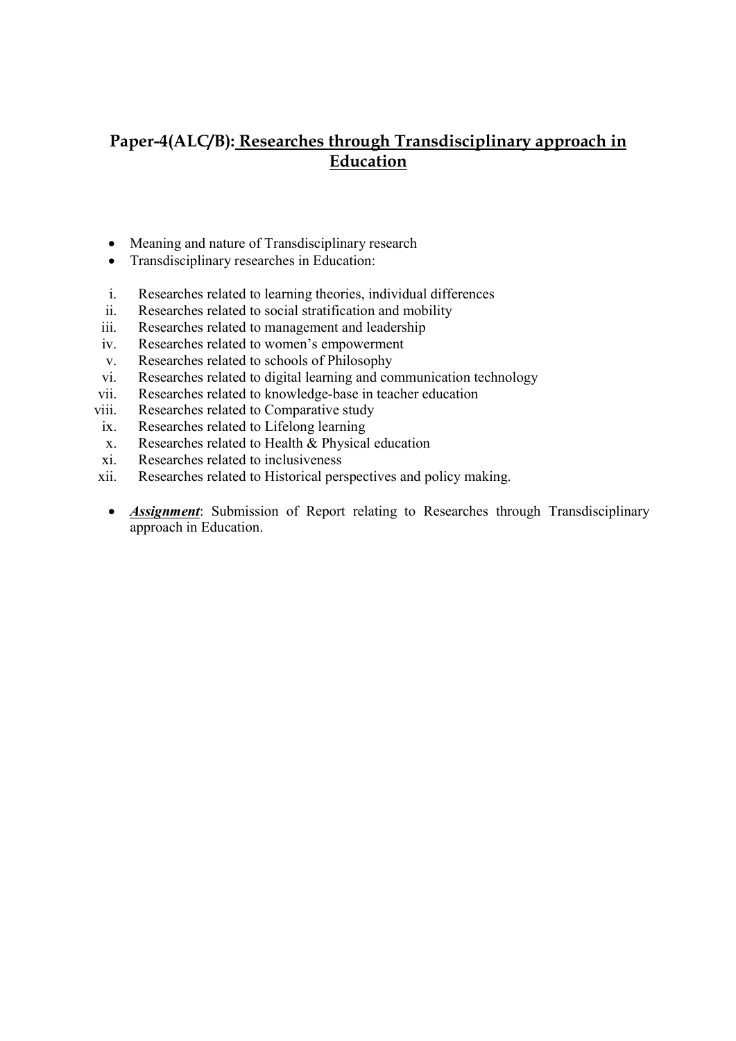## Paper-4(ALC/B): Researches through Transdisciplinary approach in Education

- Meaning and nature of Transdisciplinary research
- Transdisciplinary researches in Education:

i. Researches related to learning theories, individual differences
ii. Researches related to social stratification and mobility
iii. Researches related to management and leadership
iv. Researches related to women's empowerment
v. Researches related to schools of Philosophy
vi. Researches related to digital learning and communication technology
vii. Researches related to knowledge-base in teacher education
viii. Researches related to Comparative study
ix. Researches related to Lifelong learning
x. Researches related to Health & Physical education
xi. Researches related to inclusiveness
xii. Researches related to Historical perspectives and policy making.

- ***Assignment***: Submission of Report relating to Researches through Transdisciplinary approach in Education.